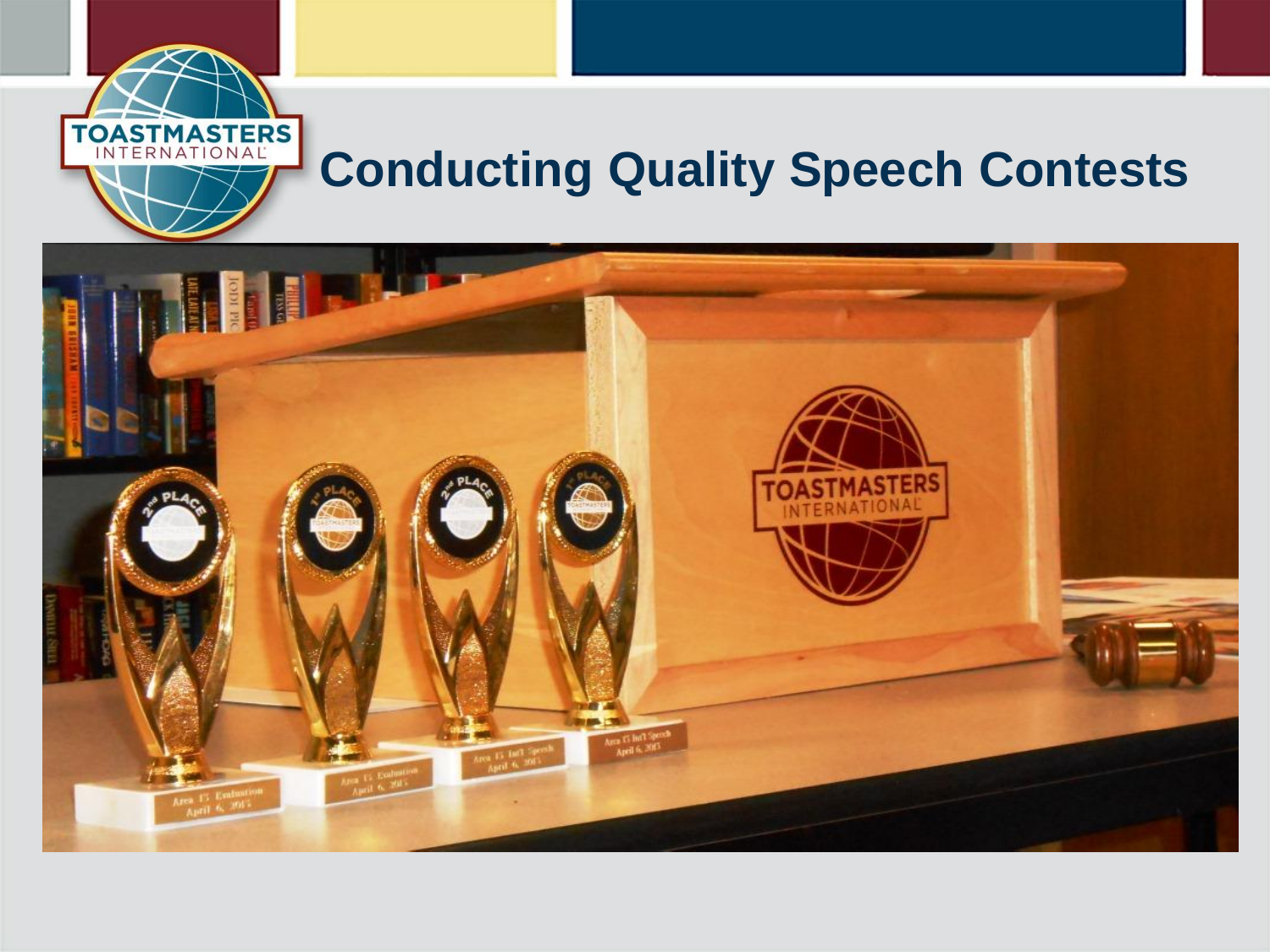# Conducting Quality Speech Contests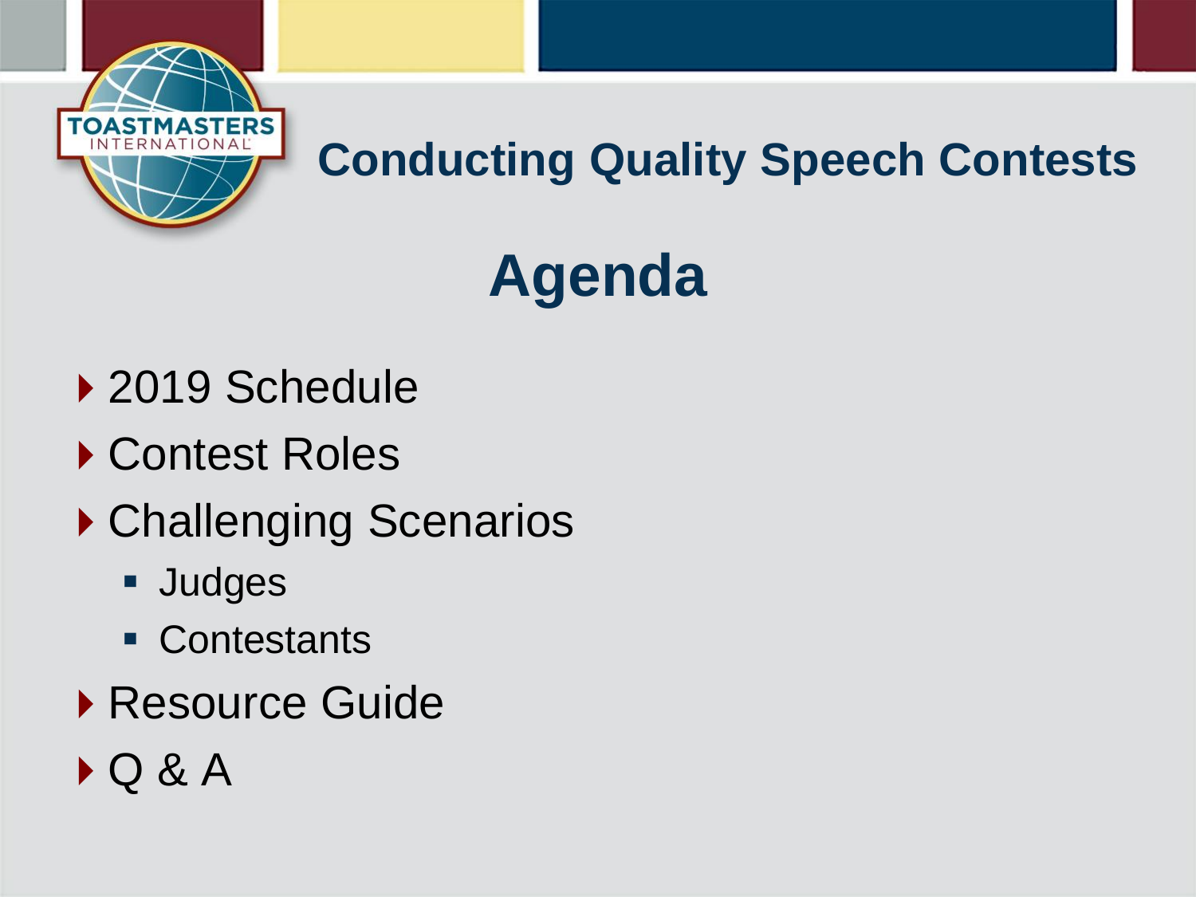## Conducting Quality Speech Contests

# Agenda

- 2019 Schedule
- Contest Roles
- Challenging Scenarios
  - Judges
  - Contestants
- Resource Guide
- Q & A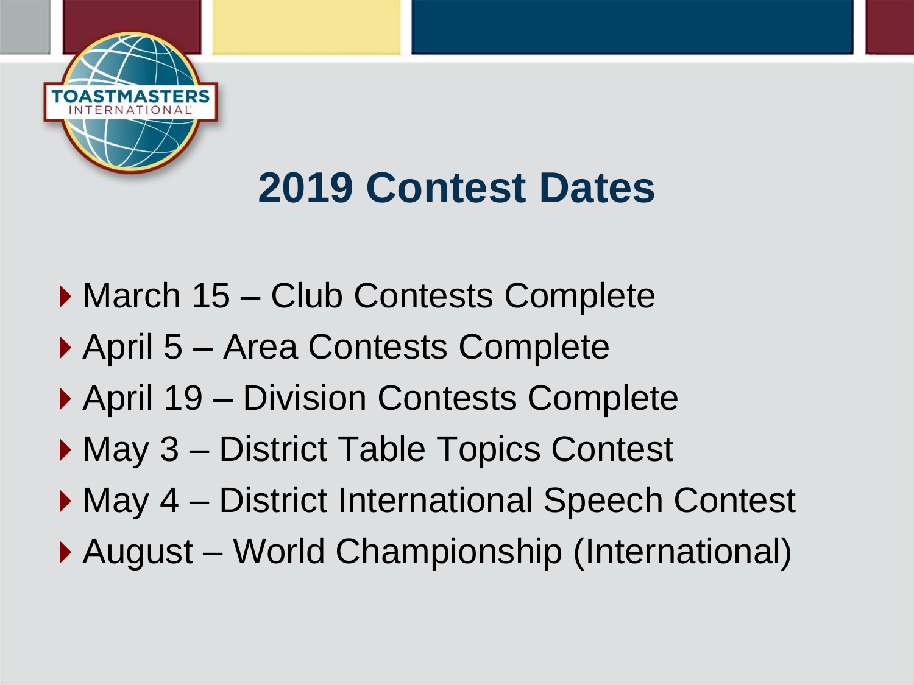# 2019 Contest Dates

- March 15 – Club Contests Complete
- April 5 – Area Contests Complete
- April 19 – Division Contests Complete
- May 3 – District Table Topics Contest
- May 4 – District International Speech Contest
- August – World Championship (International)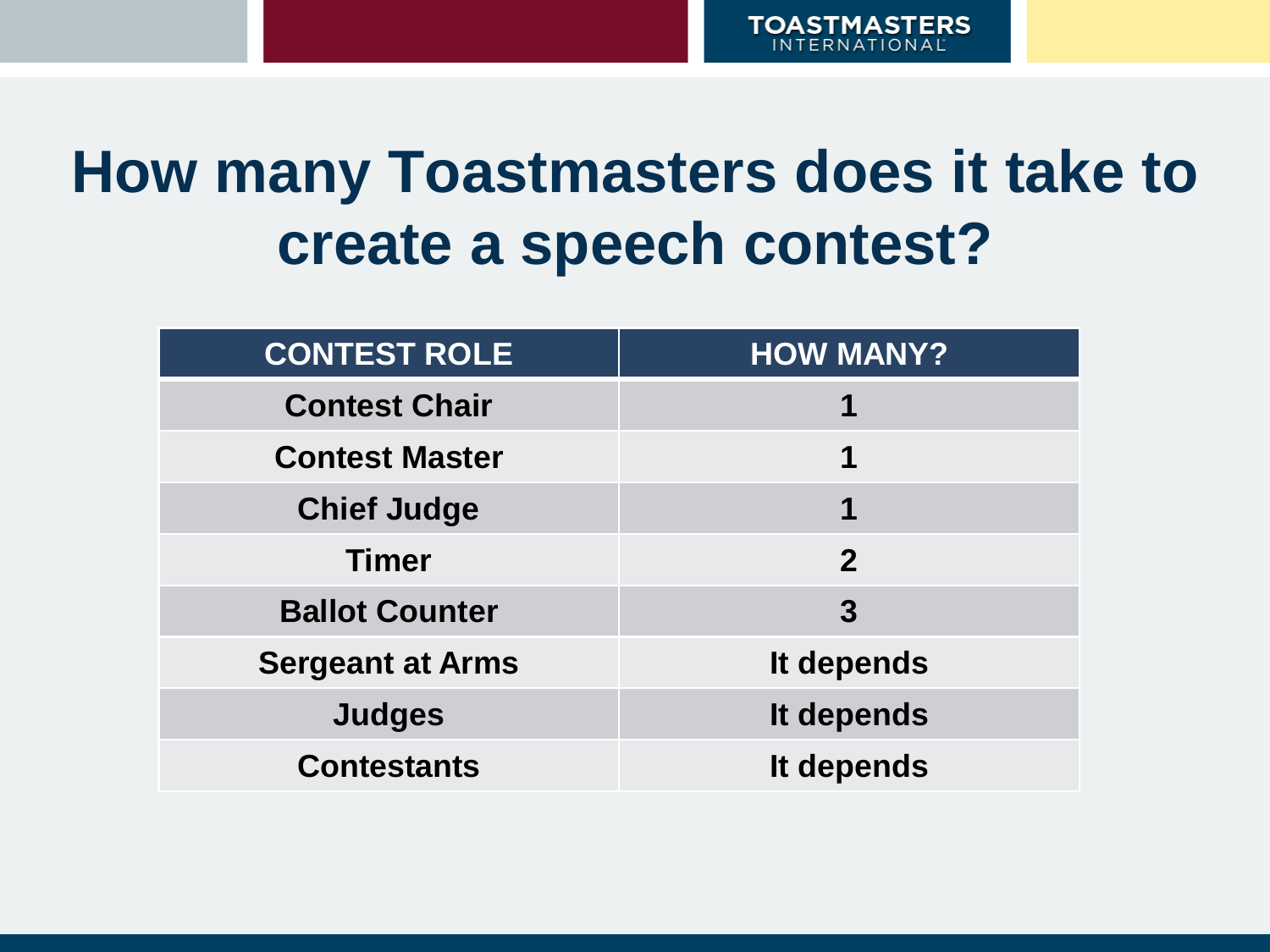# How many Toastmasters does it take to create a speech contest?

| CONTEST ROLE | HOW MANY? |
| --- | --- |
| Contest Chair | 1 |
| Contest Master | 1 |
| Chief Judge | 1 |
| Timer | 2 |
| Ballot Counter | 3 |
| Sergeant at Arms | It depends |
| Judges | It depends |
| Contestants | It depends |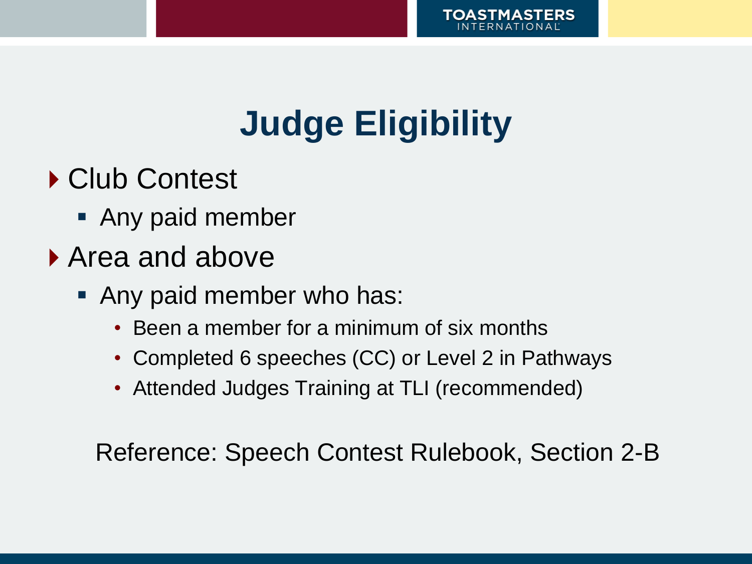# Judge Eligibility

- Club Contest
  - Any paid member
- Area and above
  - Any paid member who has:
    - Been a member for a minimum of six months
    - Completed 6 speeches (CC) or Level 2 in Pathways
    - Attended Judges Training at TLI (recommended)

Reference: Speech Contest Rulebook, Section 2-B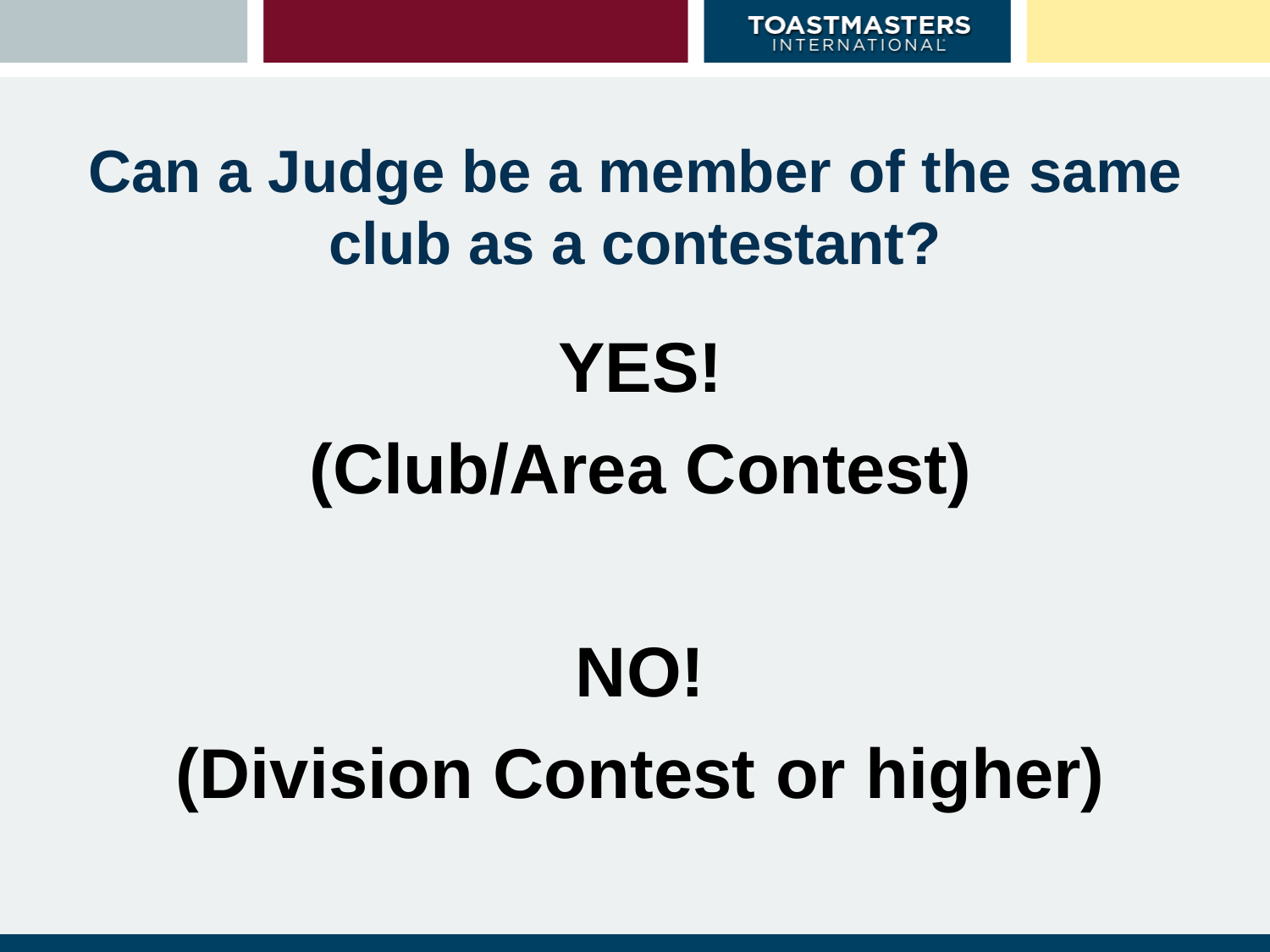# Can a Judge be a member of the same club as a contestant?

**YES!**

**(Club/Area Contest)**

**NO!**

**(Division Contest or higher)**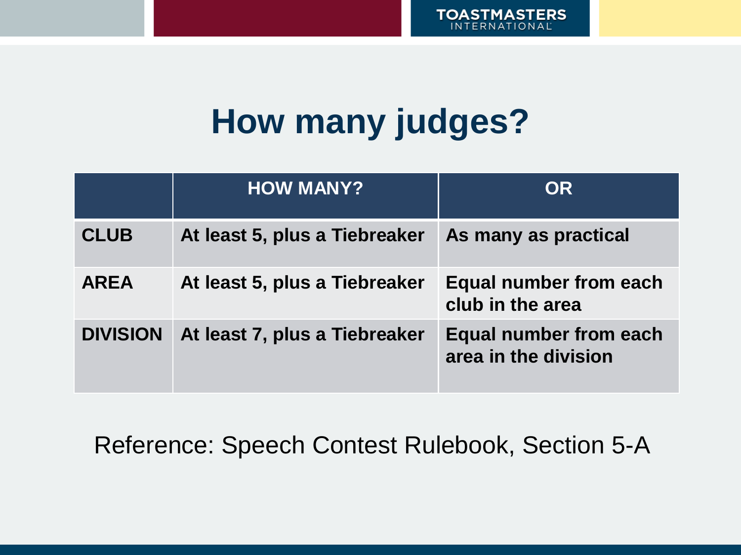# How many judges?

| | HOW MANY? | OR |
|---|---|---|
| **CLUB** | **At least 5, plus a Tiebreaker** | **As many as practical** |
| **AREA** | **At least 5, plus a Tiebreaker** | **Equal number from each club in the area** |
| **DIVISION** | **At least 7, plus a Tiebreaker** | **Equal number from each area in the division** |

Reference: Speech Contest Rulebook, Section 5-A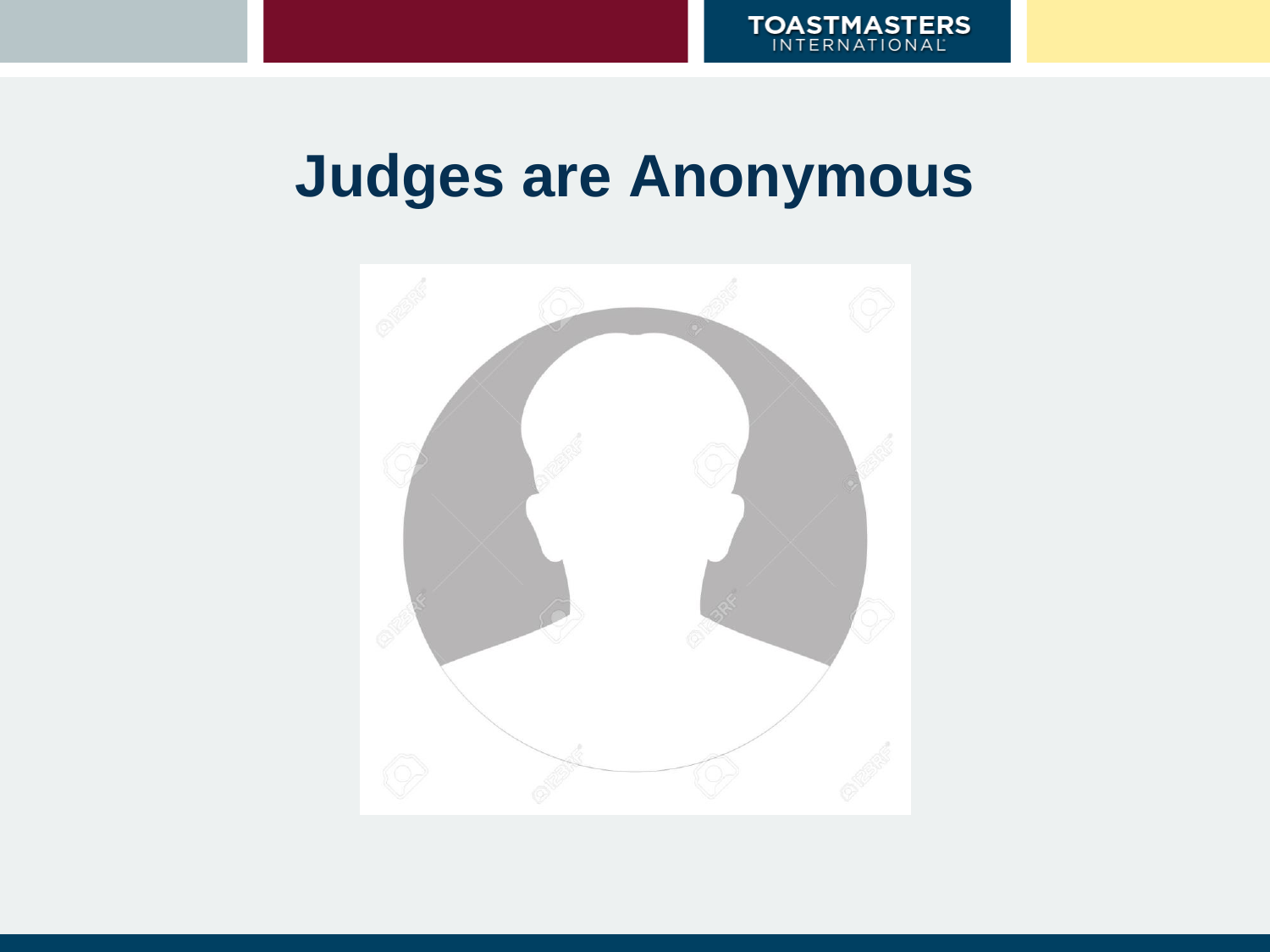# Judges are Anonymous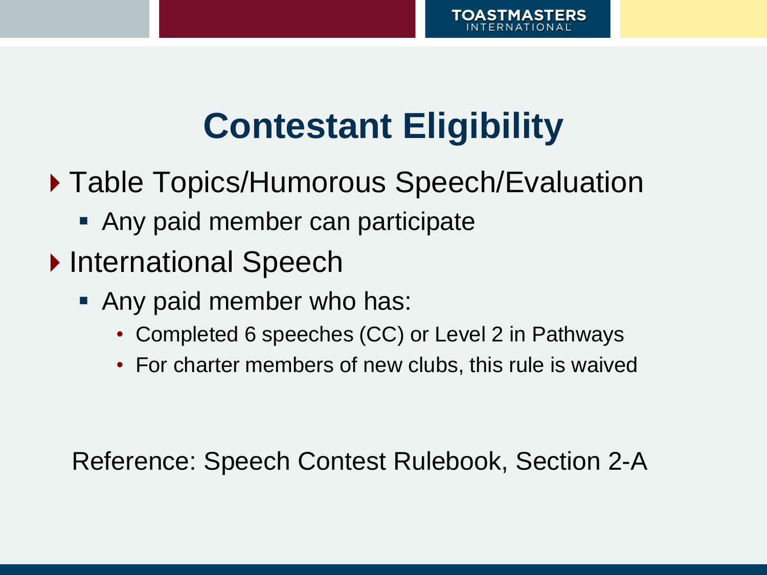# Contestant Eligibility

- Table Topics/Humorous Speech/Evaluation
  - Any paid member can participate
- International Speech
  - Any paid member who has:
    - Completed 6 speeches (CC) or Level 2 in Pathways
    - For charter members of new clubs, this rule is waived

Reference: Speech Contest Rulebook, Section 2-A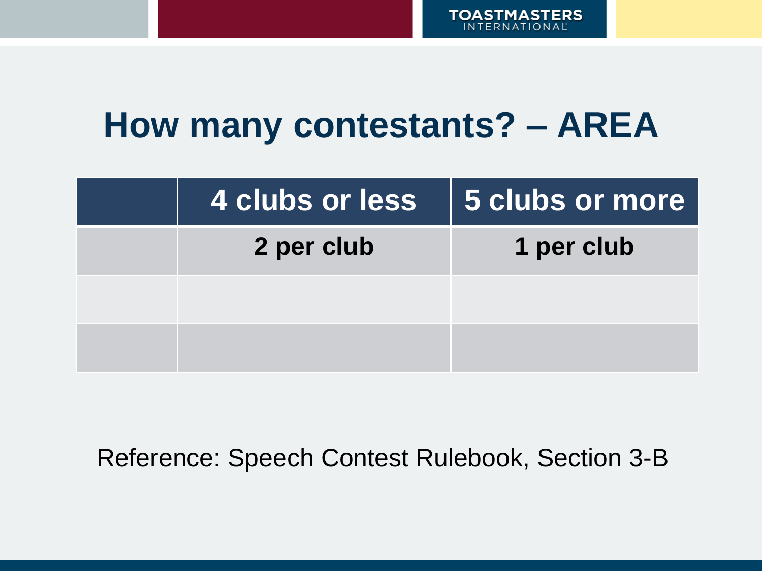# How many contestants? – AREA

| | 4 clubs or less | 5 clubs or more |
|---|---|---|
| | 2 per club | 1 per club |
| | | |
| | | |

Reference: Speech Contest Rulebook, Section 3-B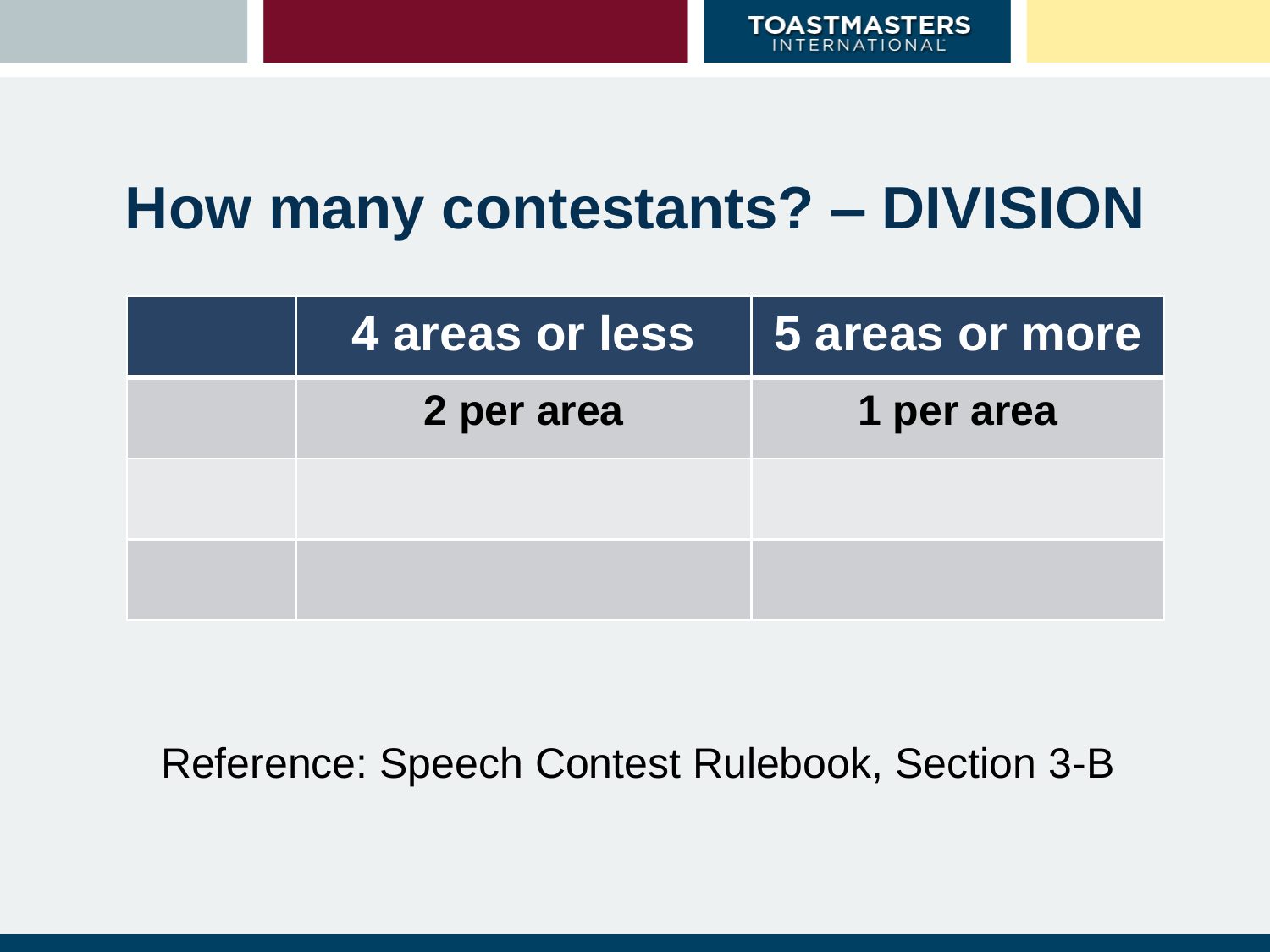# How many contestants? – DIVISION

| | 4 areas or less | 5 areas or more |
|---|---|---|
| | **2 per area** | **1 per area** |
| | | |
| | | |

Reference: Speech Contest Rulebook, Section 3-B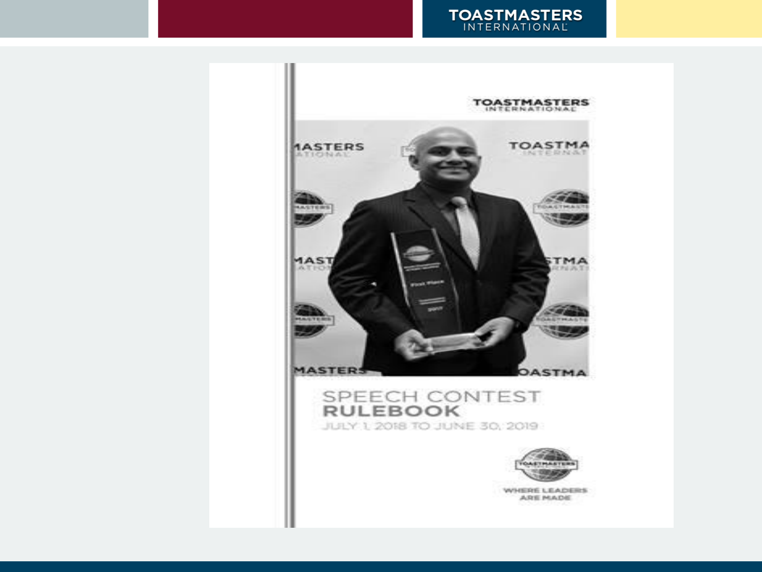TOASTMASTERS INTERNATIONAL

# SPEECH CONTEST RULEBOOK

JULY 1, 2018 TO JUNE 30, 2019

WHERE LEADERS ARE MADE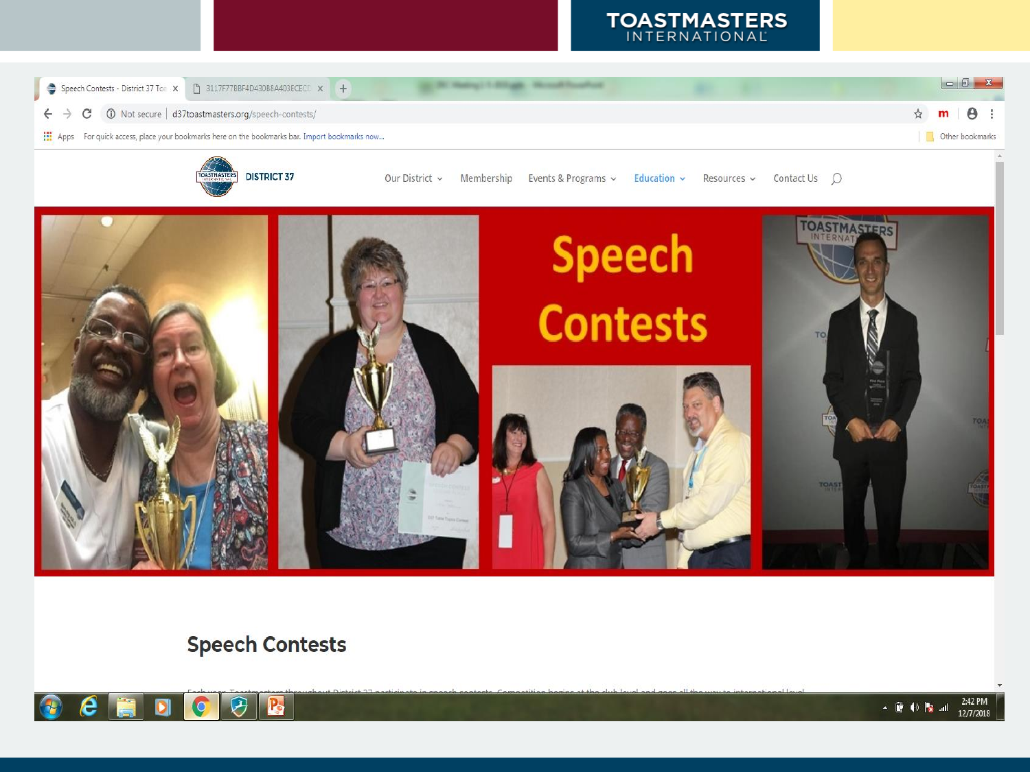TOASTMASTERS INTERNATIONAL

DISTRICT 37

Our District | Membership | Events & Programs | Education | Resources | Contact Us

Speech Contests

## Speech Contests

Each year, Toastmasters throughout District 37 participate in speech contests. Competition begins at the club level and goes all the way to international level.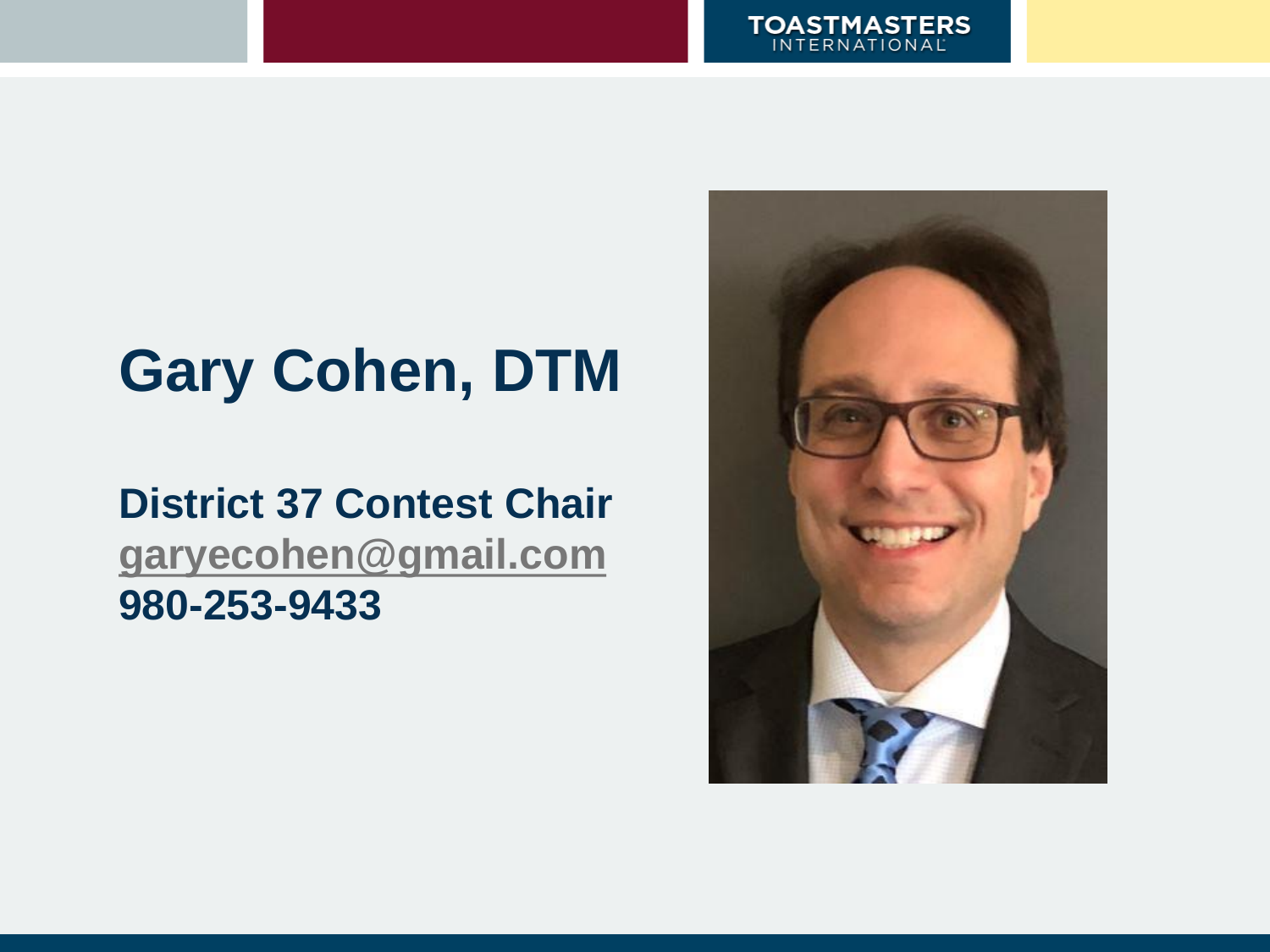# Gary Cohen, DTM

**District 37 Contest Chair**
**garyecohen@gmail.com**
**980-253-9433**